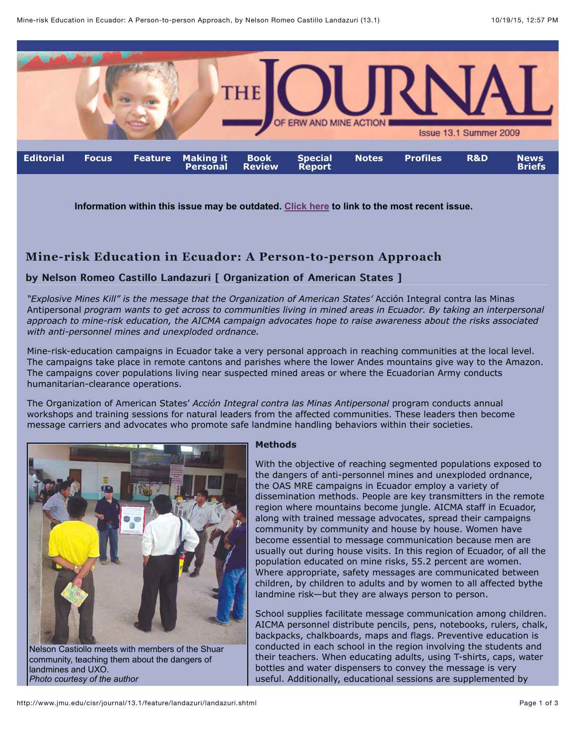Information within this issue may be outdated. [Click here] to link to the most recent issue.

# Mine-risk Education in Ecuador: A Person-to-person Approach

### by Nelson Romeo Castillo Landazuri [ Organization of American States ]

*"Explosive Mines Kill" is the message that the Organization of American States'* Acción Integral contra las Minas Antipersonal *program wants to get across to communities living in mined areas in Ecuador. By taking an interpersonal approach to mine-risk education, the AICMA campaign advocates hope to raise awareness about the risks associated with anti-personnel mines and unexploded ordnance.*

Mine-risk-education campaigns in Ecuador take a very personal approach in reaching communities at the local level. The campaigns take place in remote cantons and parishes where the lower Andes mountains give way to the Amazon. The campaigns cover populations living near suspected mined areas or where the Ecuadorian Army conducts humanitarian-clearance operations.

The Organization of American States' *Acción Integral contra las Minas Antipersonal* program conducts annual workshops and training sessions for natural leaders from the affected communities. These leaders then become message carriers and advocates who promote safe landmine handling behaviors within their societies.

Nelson Castiollo meets with members of the Shuar community, teaching them about the dangers of landmines and UXO.
*Photo courtesy of the author*

### Methods

With the objective of reaching segmented populations exposed to the dangers of anti-personnel mines and unexploded ordnance, the OAS MRE campaigns in Ecuador employ a variety of dissemination methods. People are key transmitters in the remote region where mountains become jungle. AICMA staff in Ecuador, along with trained message advocates, spread their campaigns community by community and house by house. Women have become essential to message communication because men are usually out during house visits. In this region of Ecuador, of all the population educated on mine risks, 55.2 percent are women. Where appropriate, safety messages are communicated between children, by children to adults and by women to all affected bythe landmine risk—but they are always person to person.

School supplies facilitate message communication among children. AICMA personnel distribute pencils, pens, notebooks, rulers, chalk, backpacks, chalkboards, maps and flags. Preventive education is conducted in each school in the region involving the students and their teachers. When educating adults, using T-shirts, caps, water bottles and water dispensers to convey the message is very useful. Additionally, educational sessions are supplemented by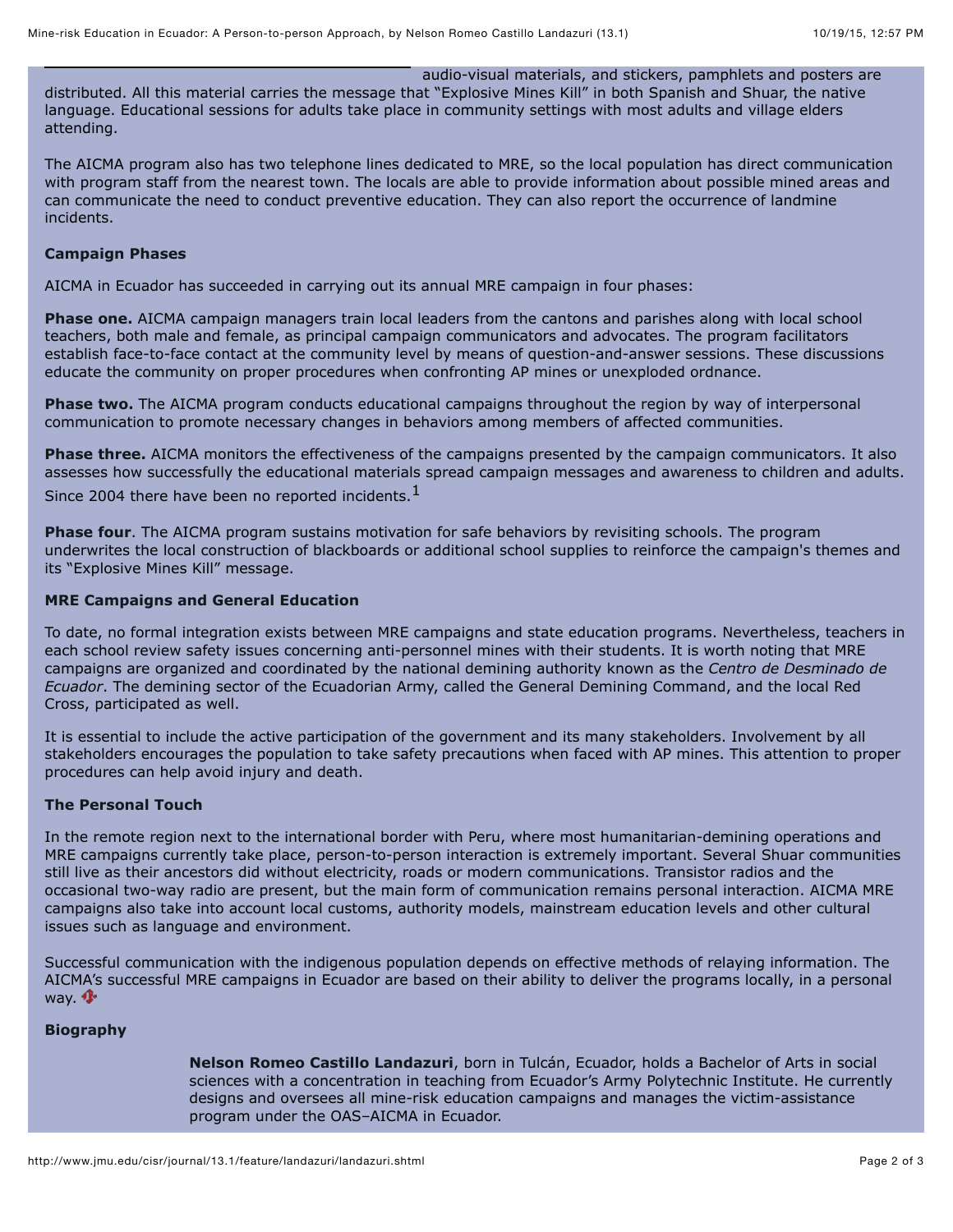audio-visual materials, and stickers, pamphlets and posters are distributed. All this material carries the message that "Explosive Mines Kill" in both Spanish and Shuar, the native language. Educational sessions for adults take place in community settings with most adults and village elders attending.

The AICMA program also has two telephone lines dedicated to MRE, so the local population has direct communication with program staff from the nearest town. The locals are able to provide information about possible mined areas and can communicate the need to conduct preventive education. They can also report the occurrence of landmine incidents.

**Campaign Phases**

AICMA in Ecuador has succeeded in carrying out its annual MRE campaign in four phases:

**Phase one.** AICMA campaign managers train local leaders from the cantons and parishes along with local school teachers, both male and female, as principal campaign communicators and advocates. The program facilitators establish face-to-face contact at the community level by means of question-and-answer sessions. These discussions educate the community on proper procedures when confronting AP mines or unexploded ordnance.

**Phase two.** The AICMA program conducts educational campaigns throughout the region by way of interpersonal communication to promote necessary changes in behaviors among members of affected communities.

**Phase three.** AICMA monitors the effectiveness of the campaigns presented by the campaign communicators. It also assesses how successfully the educational materials spread campaign messages and awareness to children and adults. Since 2004 there have been no reported incidents.[1]

**Phase four**. The AICMA program sustains motivation for safe behaviors by revisiting schools. The program underwrites the local construction of blackboards or additional school supplies to reinforce the campaign's themes and its "Explosive Mines Kill" message.

**MRE Campaigns and General Education**

To date, no formal integration exists between MRE campaigns and state education programs. Nevertheless, teachers in each school review safety issues concerning anti-personnel mines with their students. It is worth noting that MRE campaigns are organized and coordinated by the national demining authority known as the *Centro de Desminado de Ecuador*. The demining sector of the Ecuadorian Army, called the General Demining Command, and the local Red Cross, participated as well.

It is essential to include the active participation of the government and its many stakeholders. Involvement by all stakeholders encourages the population to take safety precautions when faced with AP mines. This attention to proper procedures can help avoid injury and death.

**The Personal Touch**

In the remote region next to the international border with Peru, where most humanitarian-demining operations and MRE campaigns currently take place, person-to-person interaction is extremely important. Several Shuar communities still live as their ancestors did without electricity, roads or modern communications. Transistor radios and the occasional two-way radio are present, but the main form of communication remains personal interaction. AICMA MRE campaigns also take into account local customs, authority models, mainstream education levels and other cultural issues such as language and environment.

Successful communication with the indigenous population depends on effective methods of relaying information. The AICMA's successful MRE campaigns in Ecuador are based on their ability to deliver the programs locally, in a personal way.

**Biography**

**Nelson Romeo Castillo Landazuri**, born in Tulcán, Ecuador, holds a Bachelor of Arts in social sciences with a concentration in teaching from Ecuador's Army Polytechnic Institute. He currently designs and oversees all mine-risk education campaigns and manages the victim-assistance program under the OAS–AICMA in Ecuador.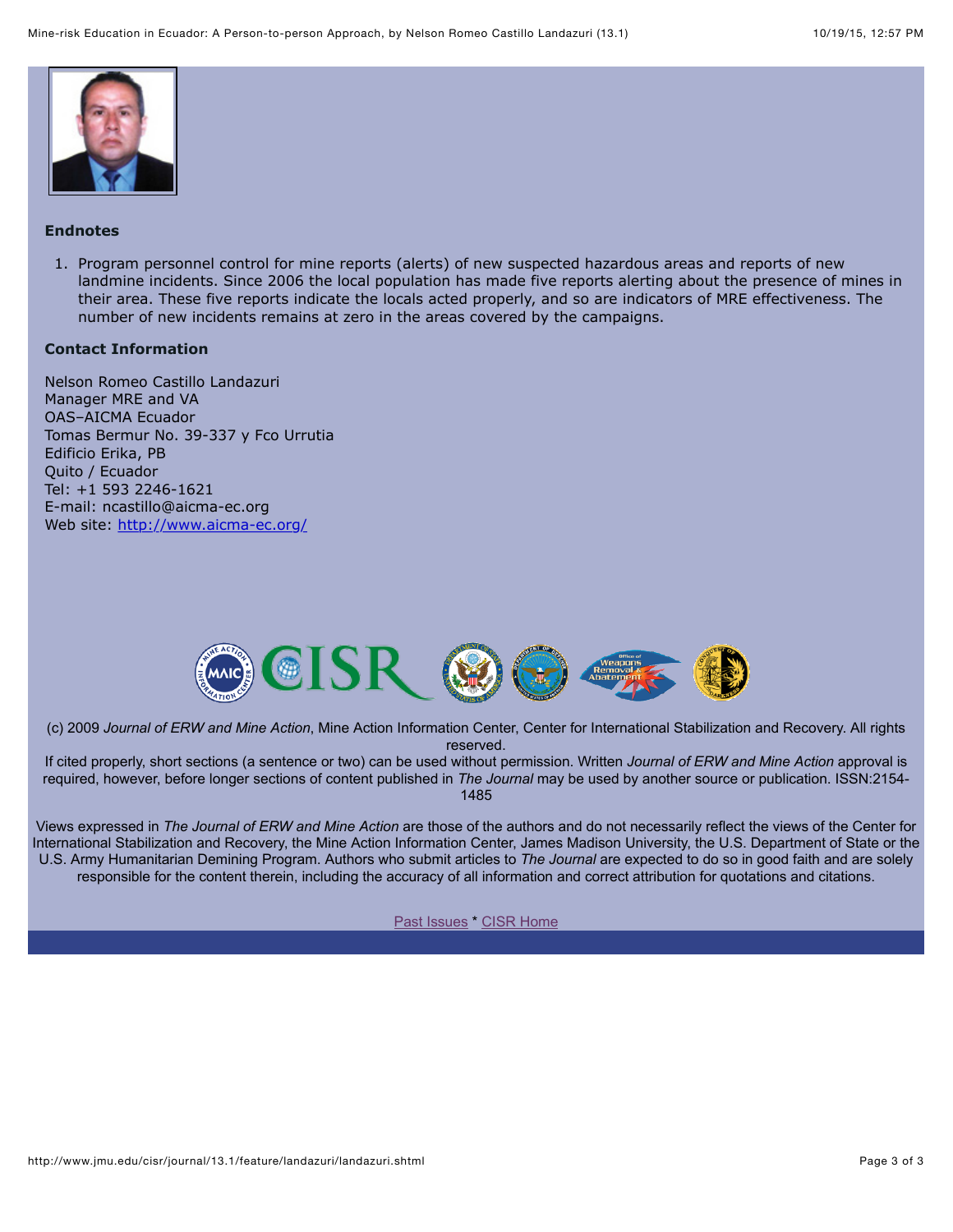## Endnotes

1. Program personnel control for mine reports (alerts) of new suspected hazardous areas and reports of new landmine incidents. Since 2006 the local population has made five reports alerting about the presence of mines in their area. These five reports indicate the locals acted properly, and so are indicators of MRE effectiveness. The number of new incidents remains at zero in the areas covered by the campaigns.

## Contact Information

Nelson Romeo Castillo Landazuri
Manager MRE and VA
OAS–AICMA Ecuador
Tomas Bermur No. 39-337 y Fco Urrutia
Edificio Erika, PB
Quito / Ecuador
Tel: +1 593 2246-1621
E-mail: ncastillo@aicma-ec.org
Web site: http://www.aicma-ec.org/

(c) 2009 *Journal of ERW and Mine Action*, Mine Action Information Center, Center for International Stabilization and Recovery. All rights reserved.
If cited properly, short sections (a sentence or two) can be used without permission. Written *Journal of ERW and Mine Action* approval is required, however, before longer sections of content published in *The Journal* may be used by another source or publication. ISSN:2154-1485

Views expressed in *The Journal of ERW and Mine Action* are those of the authors and do not necessarily reflect the views of the Center for International Stabilization and Recovery, the Mine Action Information Center, James Madison University, the U.S. Department of State or the U.S. Army Humanitarian Demining Program. Authors who submit articles to *The Journal* are expected to do so in good faith and are solely responsible for the content therein, including the accuracy of all information and correct attribution for quotations and citations.

Past Issues * CISR Home